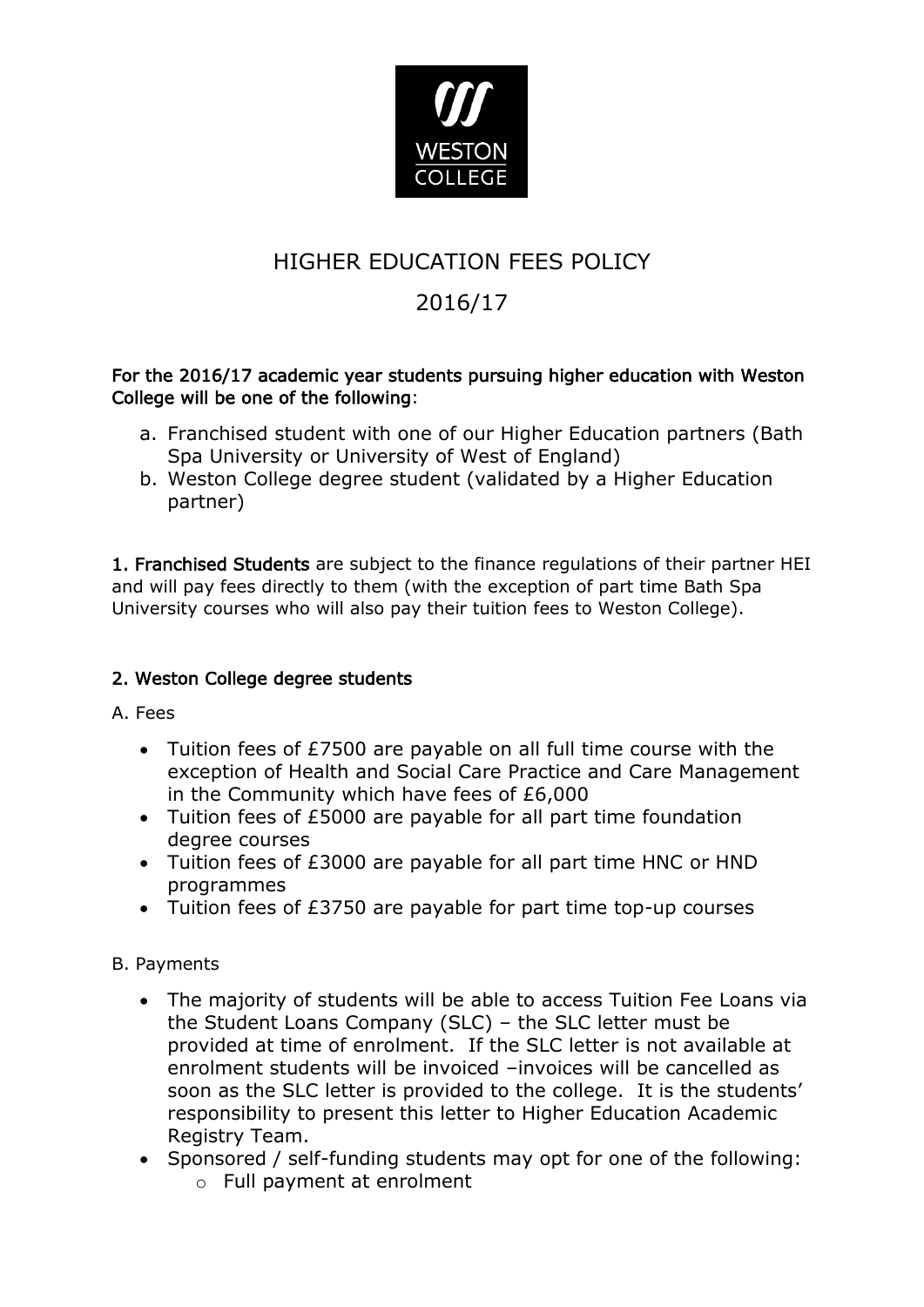# HIGHER EDUCATION FEES POLICY

# 2016/17

**For the 2016/17 academic year students pursuing higher education with Weston College will be one of the following**:

a. Franchised student with one of our Higher Education partners (Bath Spa University or University of West of England)
b. Weston College degree student (validated by a Higher Education partner)

**1. Franchised Students** are subject to the finance regulations of their partner HEI and will pay fees directly to them (with the exception of part time Bath Spa University courses who will also pay their tuition fees to Weston College).

## 2. Weston College degree students

A. Fees

- Tuition fees of £7500 are payable on all full time course with the exception of Health and Social Care Practice and Care Management in the Community which have fees of £6,000
- Tuition fees of £5000 are payable for all part time foundation degree courses
- Tuition fees of £3000 are payable for all part time HNC or HND programmes
- Tuition fees of £3750 are payable for part time top-up courses

B. Payments

- The majority of students will be able to access Tuition Fee Loans via the Student Loans Company (SLC) – the SLC letter must be provided at time of enrolment. If the SLC letter is not available at enrolment students will be invoiced –invoices will be cancelled as soon as the SLC letter is provided to the college. It is the students' responsibility to present this letter to Higher Education Academic Registry Team.
- Sponsored / self-funding students may opt for one of the following:
  - Full payment at enrolment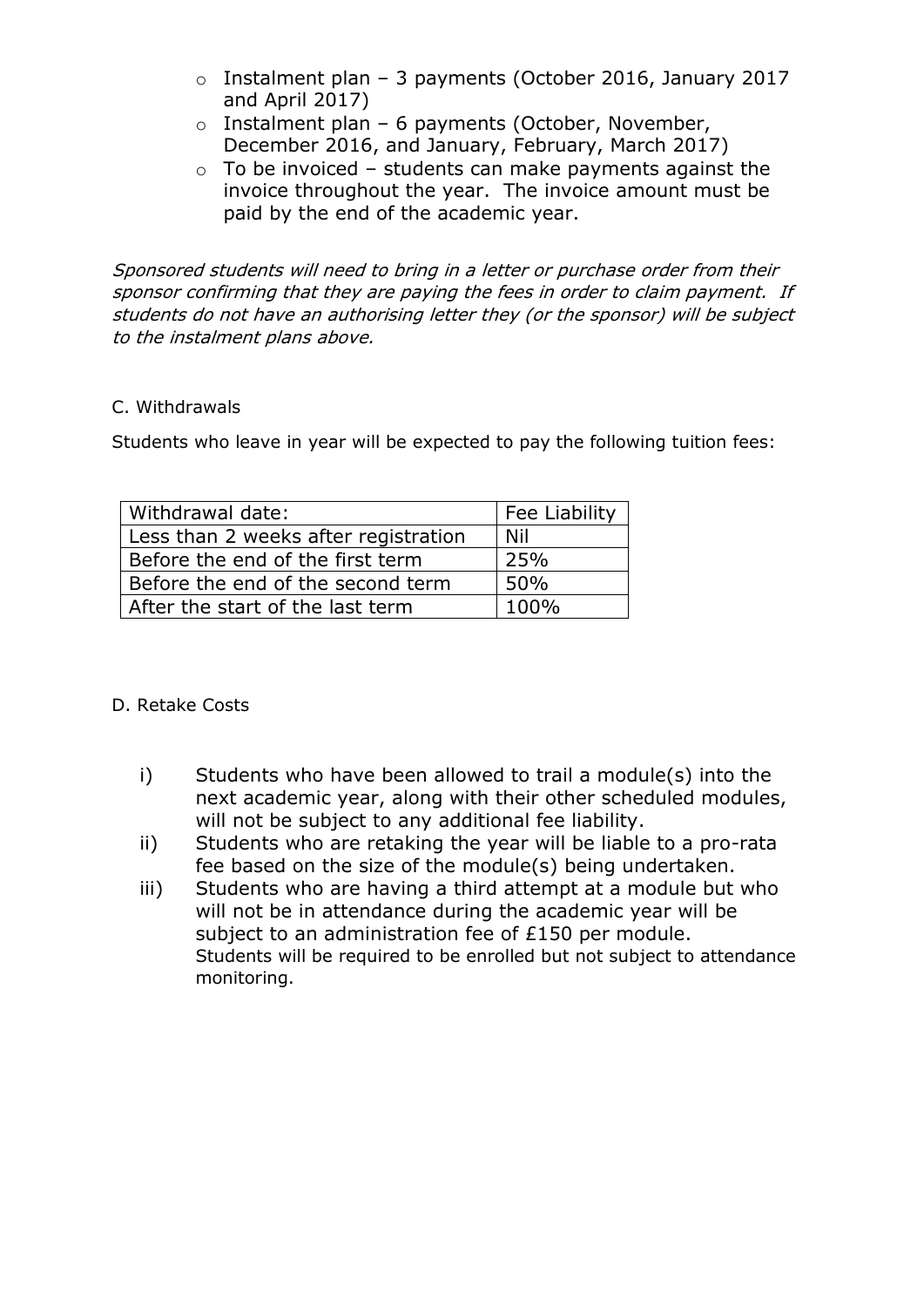- Instalment plan – 3 payments (October 2016, January 2017 and April 2017)
- Instalment plan – 6 payments (October, November, December 2016, and January, February, March 2017)
- To be invoiced – students can make payments against the invoice throughout the year. The invoice amount must be paid by the end of the academic year.

*Sponsored students will need to bring in a letter or purchase order from their sponsor confirming that they are paying the fees in order to claim payment. If students do not have an authorising letter they (or the sponsor) will be subject to the instalment plans above.*

C. Withdrawals

Students who leave in year will be expected to pay the following tuition fees:

| Withdrawal date: | Fee Liability |
|---|---|
| Less than 2 weeks after registration | Nil |
| Before the end of the first term | 25% |
| Before the end of the second term | 50% |
| After the start of the last term | 100% |

D. Retake Costs

i) Students who have been allowed to trail a module(s) into the next academic year, along with their other scheduled modules, will not be subject to any additional fee liability.

ii) Students who are retaking the year will be liable to a pro-rata fee based on the size of the module(s) being undertaken.

iii) Students who are having a third attempt at a module but who will not be in attendance during the academic year will be subject to an administration fee of £150 per module. Students will be required to be enrolled but not subject to attendance monitoring.